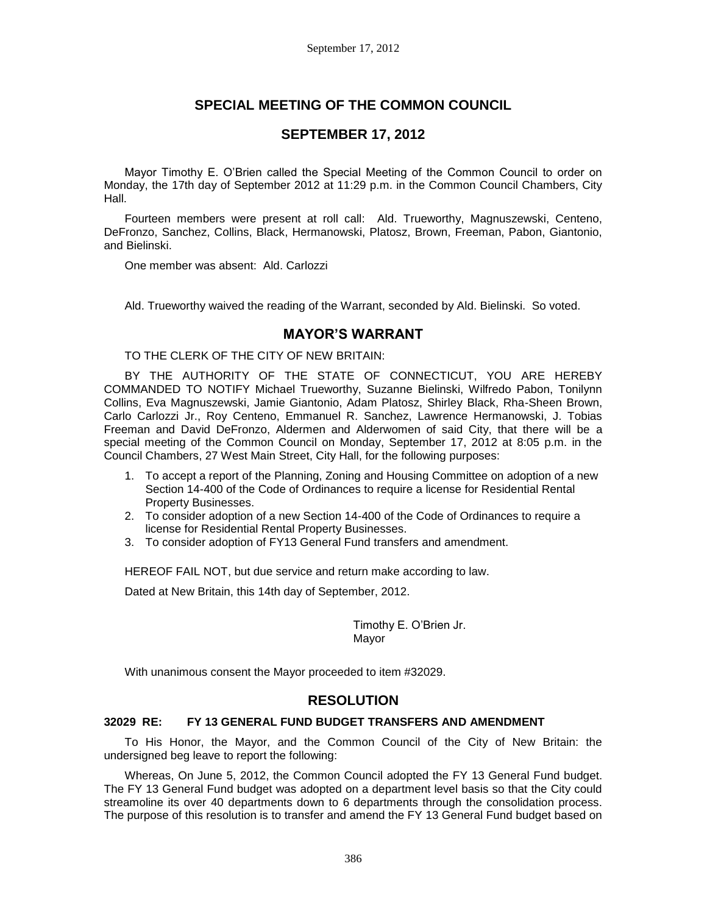# SPECIAL MEETING OF THE COMMON COUNCIL

## SEPTEMBER 17, 2012

Mayor Timothy E. O'Brien called the Special Meeting of the Common Council to order on Monday, the 17th day of September 2012 at 11:29 p.m. in the Common Council Chambers, City Hall.

Fourteen members were present at roll call: Ald. Trueworthy, Magnuszewski, Centeno, DeFronzo, Sanchez, Collins, Black, Hermanowski, Platosz, Brown, Freeman, Pabon, Giantonio, and Bielinski.

One member was absent: Ald. Carlozzi

Ald. Trueworthy waived the reading of the Warrant, seconded by Ald. Bielinski. So voted.

## MAYOR'S WARRANT

TO THE CLERK OF THE CITY OF NEW BRITAIN:

BY THE AUTHORITY OF THE STATE OF CONNECTICUT, YOU ARE HEREBY COMMANDED TO NOTIFY Michael Trueworthy, Suzanne Bielinski, Wilfredo Pabon, Tonilynn Collins, Eva Magnuszewski, Jamie Giantonio, Adam Platosz, Shirley Black, Rha-Sheen Brown, Carlo Carlozzi Jr., Roy Centeno, Emmanuel R. Sanchez, Lawrence Hermanowski, J. Tobias Freeman and David DeFronzo, Aldermen and Alderwomen of said City, that there will be a special meeting of the Common Council on Monday, September 17, 2012 at 8:05 p.m. in the Council Chambers, 27 West Main Street, City Hall, for the following purposes:

1. To accept a report of the Planning, Zoning and Housing Committee on adoption of a new Section 14-400 of the Code of Ordinances to require a license for Residential Rental Property Businesses.
2. To consider adoption of a new Section 14-400 of the Code of Ordinances to require a license for Residential Rental Property Businesses.
3. To consider adoption of FY13 General Fund transfers and amendment.

HEREOF FAIL NOT, but due service and return make according to law.

Dated at New Britain, this 14th day of September, 2012.

Timothy E. O'Brien Jr.
Mayor

With unanimous consent the Mayor proceeded to item #32029.

## RESOLUTION

### 32029 RE: FY 13 GENERAL FUND BUDGET TRANSFERS AND AMENDMENT

To His Honor, the Mayor, and the Common Council of the City of New Britain: the undersigned beg leave to report the following:

Whereas, On June 5, 2012, the Common Council adopted the FY 13 General Fund budget. The FY 13 General Fund budget was adopted on a department level basis so that the City could streamoline its over 40 departments down to 6 departments through the consolidation process. The purpose of this resolution is to transfer and amend the FY 13 General Fund budget based on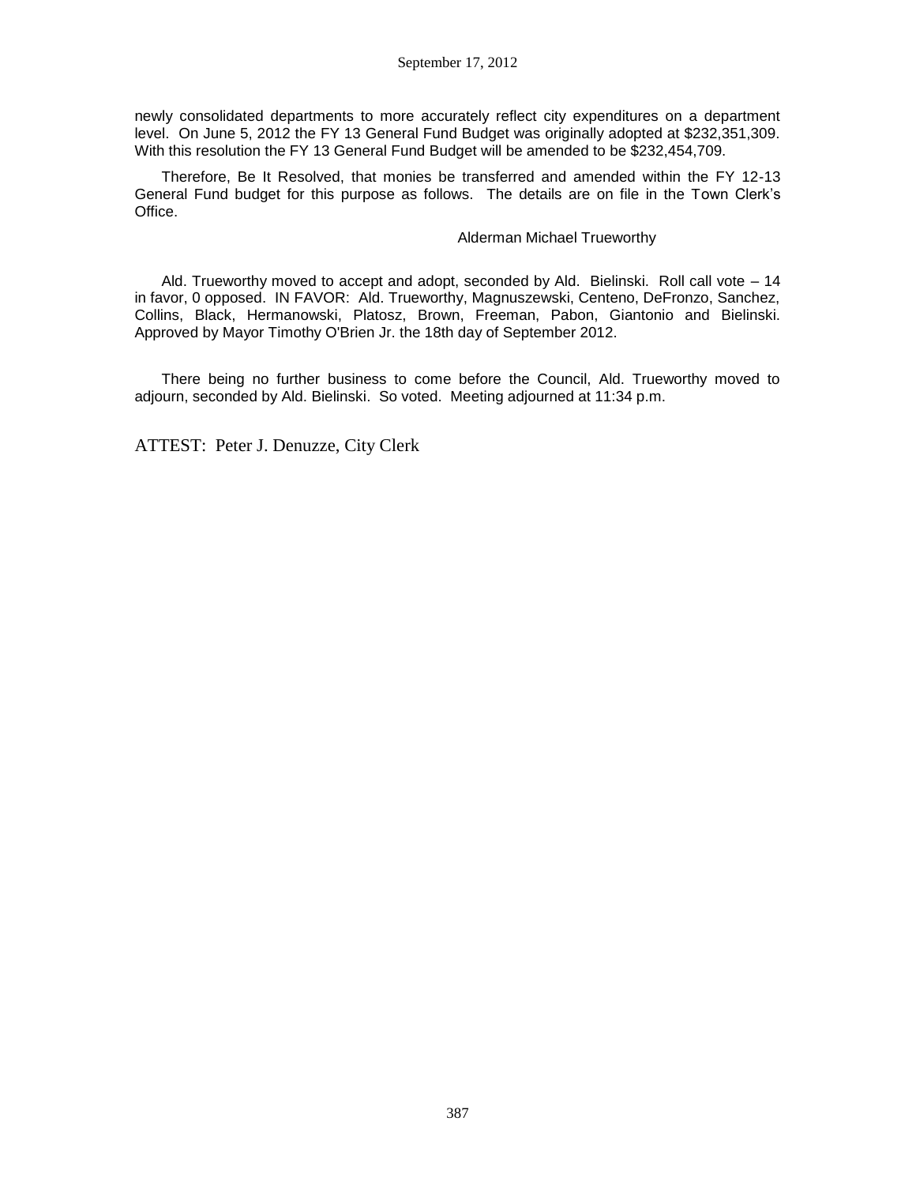newly consolidated departments to more accurately reflect city expenditures on a department level. On June 5, 2012 the FY 13 General Fund Budget was originally adopted at $232,351,309. With this resolution the FY 13 General Fund Budget will be amended to be $232,454,709.

Therefore, Be It Resolved, that monies be transferred and amended within the FY 12-13 General Fund budget for this purpose as follows. The details are on file in the Town Clerk's Office.

Alderman Michael Trueworthy

Ald. Trueworthy moved to accept and adopt, seconded by Ald. Bielinski. Roll call vote – 14 in favor, 0 opposed. IN FAVOR: Ald. Trueworthy, Magnuszewski, Centeno, DeFronzo, Sanchez, Collins, Black, Hermanowski, Platosz, Brown, Freeman, Pabon, Giantonio and Bielinski. Approved by Mayor Timothy O'Brien Jr. the 18th day of September 2012.

There being no further business to come before the Council, Ald. Trueworthy moved to adjourn, seconded by Ald. Bielinski. So voted. Meeting adjourned at 11:34 p.m.

ATTEST: Peter J. Denuzze, City Clerk